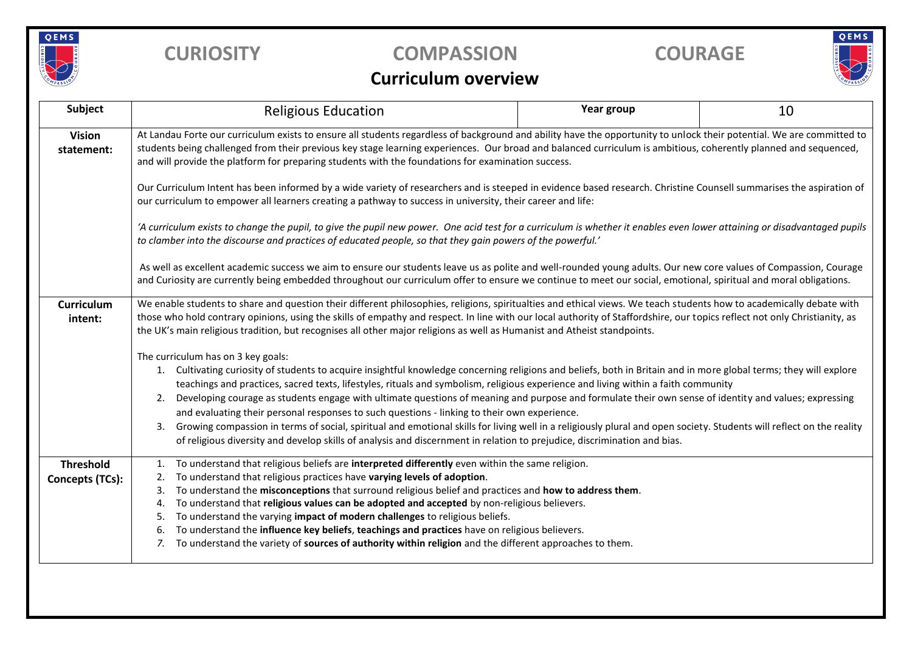**CURIOSITY** **COMPASSION** **COURAGE**

# Curriculum overview

| **Subject** | Religious Education | **Year group** | 10 |
|---|---|---|---|
| **Vision statement:** | At Landau Forte our curriculum exists to ensure all students regardless of background and ability have the opportunity to unlock their potential. We are committed to students being challenged from their previous key stage learning experiences. Our broad and balanced curriculum is ambitious, coherently planned and sequenced, and will provide the platform for preparing students with the foundations for examination success.<br><br>Our Curriculum Intent has been informed by a wide variety of researchers and is steeped in evidence based research. Christine Counsell summarises the aspiration of our curriculum to empower all learners creating a pathway to success in university, their career and life:<br><br>*'A curriculum exists to change the pupil, to give the pupil new power. One acid test for a curriculum is whether it enables even lower attaining or disadvantaged pupils to clamber into the discourse and practices of educated people, so that they gain powers of the powerful.'*<br><br>As well as excellent academic success we aim to ensure our students leave us as polite and well-rounded young adults. Our new core values of Compassion, Courage and Curiosity are currently being embedded throughout our curriculum offer to ensure we continue to meet our social, emotional, spiritual and moral obligations. | | |
| **Curriculum intent:** | We enable students to share and question their different philosophies, religions, spiritualties and ethical views. We teach students how to academically debate with those who hold contrary opinions, using the skills of empathy and respect. In line with our local authority of Staffordshire, our topics reflect not only Christianity, as the UK's main religious tradition, but recognises all other major religions as well as Humanist and Atheist standpoints.<br><br>The curriculum has on 3 key goals:<br>1. Cultivating curiosity of students to acquire insightful knowledge concerning religions and beliefs, both in Britain and in more global terms; they will explore teachings and practices, sacred texts, lifestyles, rituals and symbolism, religious experience and living within a faith community<br>2. Developing courage as students engage with ultimate questions of meaning and purpose and formulate their own sense of identity and values; expressing and evaluating their personal responses to such questions - linking to their own experience.<br>3. Growing compassion in terms of social, spiritual and emotional skills for living well in a religiously plural and open society. Students will reflect on the reality of religious diversity and develop skills of analysis and discernment in relation to prejudice, discrimination and bias. | | |
| **Threshold Concepts (TCs):** | 1. To understand that religious beliefs are **interpreted differently** even within the same religion.<br>2. To understand that religious practices have **varying levels of adoption**.<br>3. To understand the **misconceptions** that surround religious belief and practices and **how to address them**.<br>4. To understand that **religious values can be adopted and accepted** by non-religious believers.<br>5. To understand the varying **impact of modern challenges** to religious beliefs.<br>6. To understand the **influence key beliefs**, **teachings and practices** have on religious believers.<br>7. To understand the variety of **sources of authority within religion** and the different approaches to them. | | |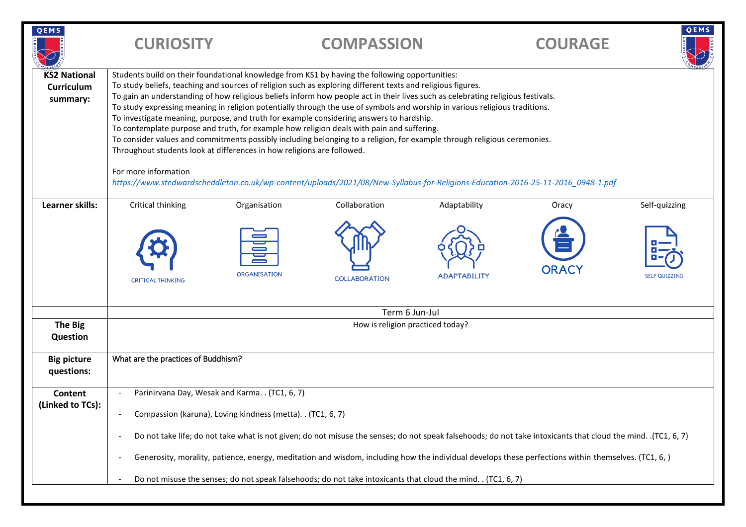**CURIOSITY** **COMPASSION** **COURAGE**

| | | | | | | |
|---|---|---|---|---|---|---|
| **KS2 National Curriculum summary:** | Students build on their foundational knowledge from KS1 by having the following opportunities:<br>To study beliefs, teaching and sources of religion such as exploring different texts and religious figures.<br>To gain an understanding of how religious beliefs inform how people act in their lives such as celebrating religious festivals.<br>To study expressing meaning in religion potentially through the use of symbols and worship in various religious traditions.<br>To investigate meaning, purpose, and truth for example considering answers to hardship.<br>To contemplate purpose and truth, for example how religion deals with pain and suffering.<br>To consider values and commitments possibly including belonging to a religion, for example through religious ceremonies.<br>Throughout students look at differences in how religions are followed.<br><br>For more information<br>*https://www.stedwardscheddleton.co.uk/wp-content/uploads/2021/08/New-Syllabus-for-Religions-Education-2016-25-11-2016_0948-1.pdf* | | | | | |
| **Learner skills:** | Critical thinking<br>CRITICAL THINKING | Organisation<br>ORGANISATION | Collaboration<br>COLLABORATION | Adaptability<br>ADAPTABILITY | Oracy<br>ORACY | Self-quizzing<br>SELF QUIZZING |
| | Term 6 Jun-Jul | | | | | |
| **The Big Question** | How is religion practiced today? | | | | | |
| **Big picture questions:** | What are the practices of Buddhism? | | | | | |
| **Content (Linked to TCs):** | - Parinirvana Day, Wesak and Karma. . (TC1, 6, 7)<br>- Compassion (karuna), Loving kindness (metta). . (TC1, 6, 7)<br>- Do not take life; do not take what is not given; do not misuse the senses; do not speak falsehoods; do not take intoxicants that cloud the mind. .(TC1, 6, 7)<br>- Generosity, morality, patience, energy, meditation and wisdom, including how the individual develops these perfections within themselves. (TC1, 6, )<br>- Do not misuse the senses; do not speak falsehoods; do not take intoxicants that cloud the mind. . (TC1, 6, 7) | | | | | |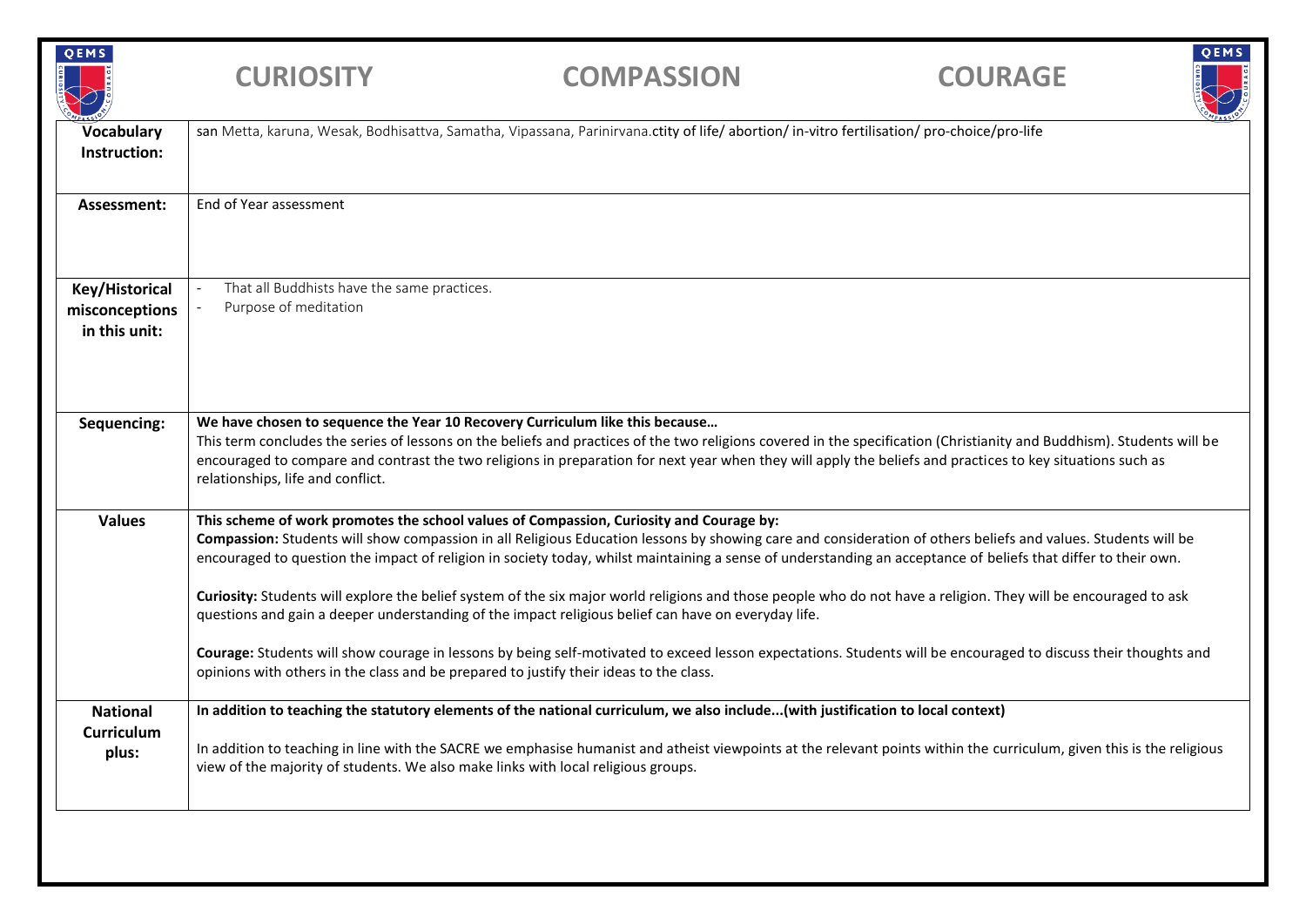# CURIOSITY COMPASSION COURAGE

| | |
|---|---|
| **Vocabulary Instruction:** | san Metta, karuna, Wesak, Bodhisattva, Samatha, Vipassana, Parinirvana.ctity of life/ abortion/ in-vitro fertilisation/ pro-choice/pro-life |
| **Assessment:** | End of Year assessment |
| **Key/Historical misconceptions in this unit:** | - That all Buddhists have the same practices.<br>- Purpose of meditation |
| **Sequencing:** | **We have chosen to sequence the Year 10 Recovery Curriculum like this because…**<br>This term concludes the series of lessons on the beliefs and practices of the two religions covered in the specification (Christianity and Buddhism). Students will be encouraged to compare and contrast the two religions in preparation for next year when they will apply the beliefs and practices to key situations such as relationships, life and conflict. |
| **Values** | **This scheme of work promotes the school values of Compassion, Curiosity and Courage by:**<br>**Compassion:** Students will show compassion in all Religious Education lessons by showing care and consideration of others beliefs and values. Students will be encouraged to question the impact of religion in society today, whilst maintaining a sense of understanding an acceptance of beliefs that differ to their own.<br><br>**Curiosity:** Students will explore the belief system of the six major world religions and those people who do not have a religion. They will be encouraged to ask questions and gain a deeper understanding of the impact religious belief can have on everyday life.<br><br>**Courage:** Students will show courage in lessons by being self-motivated to exceed lesson expectations. Students will be encouraged to discuss their thoughts and opinions with others in the class and be prepared to justify their ideas to the class. |
| **National Curriculum plus:** | **In addition to teaching the statutory elements of the national curriculum, we also include...(with justification to local context)**<br><br>In addition to teaching in line with the SACRE we emphasise humanist and atheist viewpoints at the relevant points within the curriculum, given this is the religious view of the majority of students. We also make links with local religious groups. |